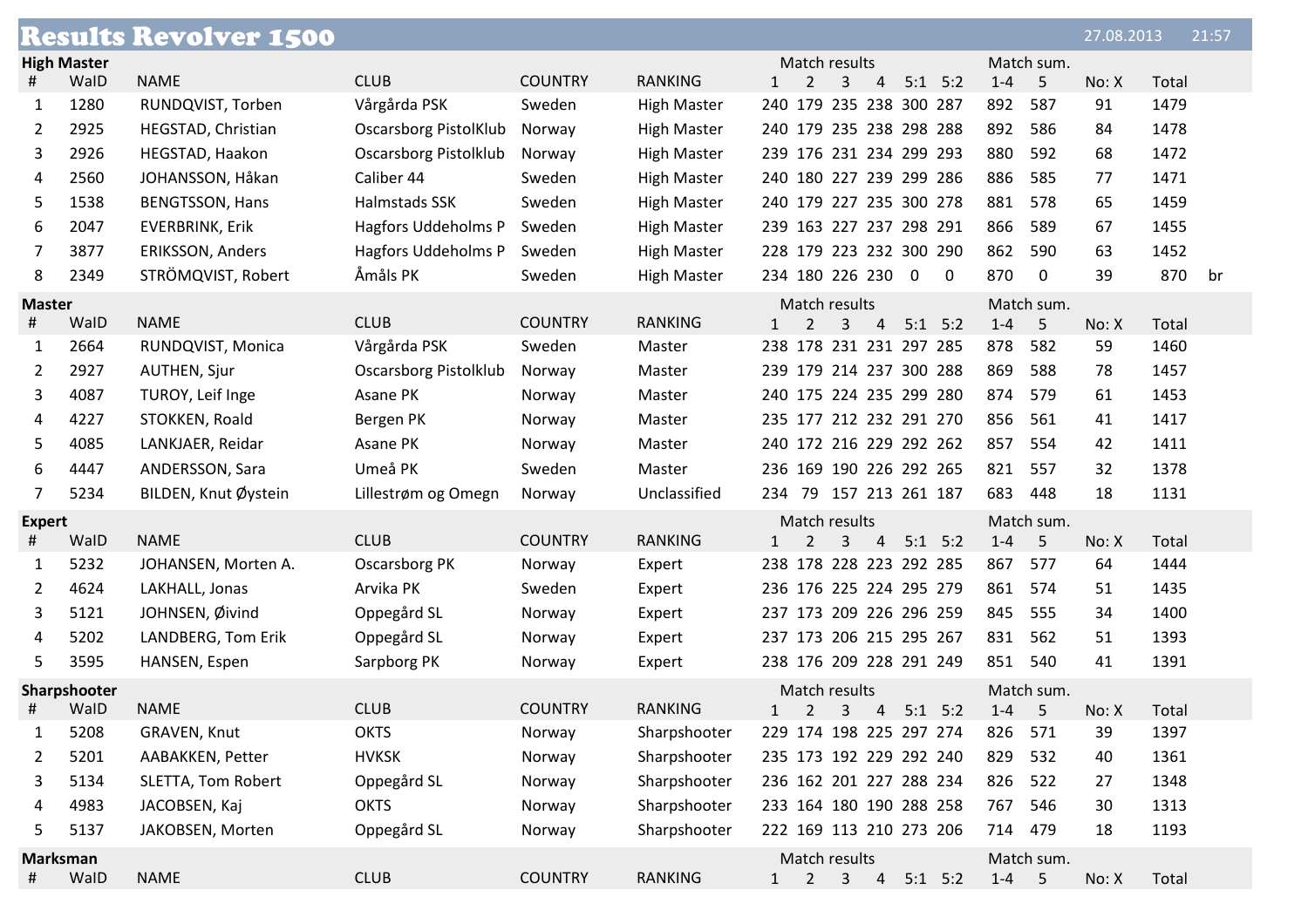# Results Revolver 1500

27.08.2013 21:57

## High Master

| # | WaID | NAME | CLUB | COUNTRY | RANKING | Match results 1 | 2 | 3 | 4 | 5:1 | 5:2 | Match sum. 1-4 | 5 | No: X | Total | |
|---|---|---|---|---|---|---|---|---|---|---|---|---|---|---|---|---|
| 1 | 1280 | RUNDQVIST, Torben | Vårgårda PSK | Sweden | High Master | 240 | 179 | 235 | 238 | 300 | 287 | 892 | 587 | 91 | 1479 | |
| 2 | 2925 | HEGSTAD, Christian | Oscarsborg PistolKlub | Norway | High Master | 240 | 179 | 235 | 238 | 298 | 288 | 892 | 586 | 84 | 1478 | |
| 3 | 2926 | HEGSTAD, Haakon | Oscarsborg Pistolklub | Norway | High Master | 239 | 176 | 231 | 234 | 299 | 293 | 880 | 592 | 68 | 1472 | |
| 4 | 2560 | JOHANSSON, Håkan | Caliber 44 | Sweden | High Master | 240 | 180 | 227 | 239 | 299 | 286 | 886 | 585 | 77 | 1471 | |
| 5 | 1538 | BENGTSSON, Hans | Halmstads SSK | Sweden | High Master | 240 | 179 | 227 | 235 | 300 | 278 | 881 | 578 | 65 | 1459 | |
| 6 | 2047 | EVERBRINK, Erik | Hagfors Uddeholms P | Sweden | High Master | 239 | 163 | 227 | 237 | 298 | 291 | 866 | 589 | 67 | 1455 | |
| 7 | 3877 | ERIKSSON, Anders | Hagfors Uddeholms P | Sweden | High Master | 228 | 179 | 223 | 232 | 300 | 290 | 862 | 590 | 63 | 1452 | |
| 8 | 2349 | STRÖMQVIST, Robert | Åmåls PK | Sweden | High Master | 234 | 180 | 226 | 230 | 0 | 0 | 870 | 0 | 39 | 870 | br |

## Master

| # | WaID | NAME | CLUB | COUNTRY | RANKING | Match results 1 | 2 | 3 | 4 | 5:1 | 5:2 | Match sum. 1-4 | 5 | No: X | Total |
|---|---|---|---|---|---|---|---|---|---|---|---|---|---|---|---|
| 1 | 2664 | RUNDQVIST, Monica | Vårgårda PSK | Sweden | Master | 238 | 178 | 231 | 231 | 297 | 285 | 878 | 582 | 59 | 1460 |
| 2 | 2927 | AUTHEN, Sjur | Oscarsborg Pistolklub | Norway | Master | 239 | 179 | 214 | 237 | 300 | 288 | 869 | 588 | 78 | 1457 |
| 3 | 4087 | TUROY, Leif Inge | Asane PK | Norway | Master | 240 | 175 | 224 | 235 | 299 | 280 | 874 | 579 | 61 | 1453 |
| 4 | 4227 | STOKKEN, Roald | Bergen PK | Norway | Master | 235 | 177 | 212 | 232 | 291 | 270 | 856 | 561 | 41 | 1417 |
| 5 | 4085 | LANKJAER, Reidar | Asane PK | Norway | Master | 240 | 172 | 216 | 229 | 292 | 262 | 857 | 554 | 42 | 1411 |
| 6 | 4447 | ANDERSSON, Sara | Umeå PK | Sweden | Master | 236 | 169 | 190 | 226 | 292 | 265 | 821 | 557 | 32 | 1378 |
| 7 | 5234 | BILDEN, Knut Øystein | Lillestrøm og Omegn | Norway | Unclassified | 234 | 79 | 157 | 213 | 261 | 187 | 683 | 448 | 18 | 1131 |

## Expert

| # | WaID | NAME | CLUB | COUNTRY | RANKING | Match results 1 | 2 | 3 | 4 | 5:1 | 5:2 | Match sum. 1-4 | 5 | No: X | Total |
|---|---|---|---|---|---|---|---|---|---|---|---|---|---|---|---|
| 1 | 5232 | JOHANSEN, Morten A. | Oscarsborg PK | Norway | Expert | 238 | 178 | 228 | 223 | 292 | 285 | 867 | 577 | 64 | 1444 |
| 2 | 4624 | LAKHALL, Jonas | Arvika PK | Sweden | Expert | 236 | 176 | 225 | 224 | 295 | 279 | 861 | 574 | 51 | 1435 |
| 3 | 5121 | JOHNSEN, Øivind | Oppegård SL | Norway | Expert | 237 | 173 | 209 | 226 | 296 | 259 | 845 | 555 | 34 | 1400 |
| 4 | 5202 | LANDBERG, Tom Erik | Oppegård SL | Norway | Expert | 237 | 173 | 206 | 215 | 295 | 267 | 831 | 562 | 51 | 1393 |
| 5 | 3595 | HANSEN, Espen | Sarpborg PK | Norway | Expert | 238 | 176 | 209 | 228 | 291 | 249 | 851 | 540 | 41 | 1391 |

## Sharpshooter

| # | WaID | NAME | CLUB | COUNTRY | RANKING | Match results 1 | 2 | 3 | 4 | 5:1 | 5:2 | Match sum. 1-4 | 5 | No: X | Total |
|---|---|---|---|---|---|---|---|---|---|---|---|---|---|---|---|
| 1 | 5208 | GRAVEN, Knut | OKTS | Norway | Sharpshooter | 229 | 174 | 198 | 225 | 297 | 274 | 826 | 571 | 39 | 1397 |
| 2 | 5201 | AABAKKEN, Petter | HVKSK | Norway | Sharpshooter | 235 | 173 | 192 | 229 | 292 | 240 | 829 | 532 | 40 | 1361 |
| 3 | 5134 | SLETTA, Tom Robert | Oppegård SL | Norway | Sharpshooter | 236 | 162 | 201 | 227 | 288 | 234 | 826 | 522 | 27 | 1348 |
| 4 | 4983 | JACOBSEN, Kaj | OKTS | Norway | Sharpshooter | 233 | 164 | 180 | 190 | 288 | 258 | 767 | 546 | 30 | 1313 |
| 5 | 5137 | JAKOBSEN, Morten | Oppegård SL | Norway | Sharpshooter | 222 | 169 | 113 | 210 | 273 | 206 | 714 | 479 | 18 | 1193 |

## Marksman

| # | WaID | NAME | CLUB | COUNTRY | RANKING | Match results 1 | 2 | 3 | 4 | 5:1 | 5:2 | Match sum. 1-4 | 5 | No: X | Total |
|---|---|---|---|---|---|---|---|---|---|---|---|---|---|---|---|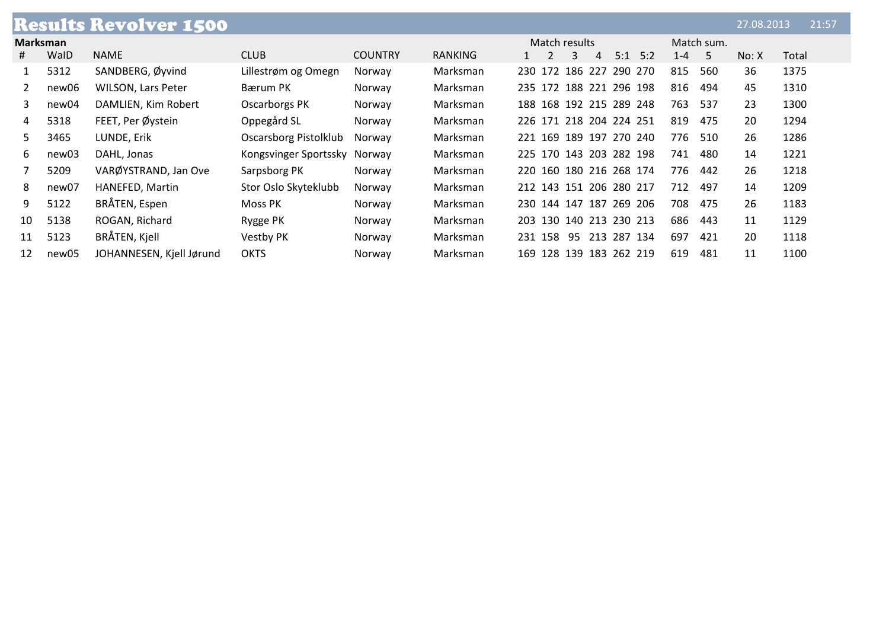# Results Revolver 1500

27.08.2013 21:57

**Marksman**

| # | WaID | NAME | CLUB | COUNTRY | RANKING | Match results | | | | | | Match sum. | | No: X | Total |
|---|---|---|---|---|---|---|---|---|---|---|---|---|---|---|---|
| | | | | | | 1 | 2 | 3 | 4 | 5:1 | 5:2 | 1-4 | 5 | | |
| 1 | 5312 | SANDBERG, Øyvind | Lillestrøm og Omegn | Norway | Marksman | 230 | 172 | 186 | 227 | 290 | 270 | 815 | 560 | 36 | 1375 |
| 2 | new06 | WILSON, Lars Peter | Bærum PK | Norway | Marksman | 235 | 172 | 188 | 221 | 296 | 198 | 816 | 494 | 45 | 1310 |
| 3 | new04 | DAMLIEN, Kim Robert | Oscarborgs PK | Norway | Marksman | 188 | 168 | 192 | 215 | 289 | 248 | 763 | 537 | 23 | 1300 |
| 4 | 5318 | FEET, Per Øystein | Oppegård SL | Norway | Marksman | 226 | 171 | 218 | 204 | 224 | 251 | 819 | 475 | 20 | 1294 |
| 5 | 3465 | LUNDE, Erik | Oscarsborg Pistolklub | Norway | Marksman | 221 | 169 | 189 | 197 | 270 | 240 | 776 | 510 | 26 | 1286 |
| 6 | new03 | DAHL, Jonas | Kongsvinger Sportssky | Norway | Marksman | 225 | 170 | 143 | 203 | 282 | 198 | 741 | 480 | 14 | 1221 |
| 7 | 5209 | VARØYSTRAND, Jan Ove | Sarpsborg PK | Norway | Marksman | 220 | 160 | 180 | 216 | 268 | 174 | 776 | 442 | 26 | 1218 |
| 8 | new07 | HANEFED, Martin | Stor Oslo Skyteklubb | Norway | Marksman | 212 | 143 | 151 | 206 | 280 | 217 | 712 | 497 | 14 | 1209 |
| 9 | 5122 | BRÅTEN, Espen | Moss PK | Norway | Marksman | 230 | 144 | 147 | 187 | 269 | 206 | 708 | 475 | 26 | 1183 |
| 10 | 5138 | ROGAN, Richard | Rygge PK | Norway | Marksman | 203 | 130 | 140 | 213 | 230 | 213 | 686 | 443 | 11 | 1129 |
| 11 | 5123 | BRÅTEN, Kjell | Vestby PK | Norway | Marksman | 231 | 158 | 95 | 213 | 287 | 134 | 697 | 421 | 20 | 1118 |
| 12 | new05 | JOHANNESEN, Kjell Jørund | OKTS | Norway | Marksman | 169 | 128 | 139 | 183 | 262 | 219 | 619 | 481 | 11 | 1100 |